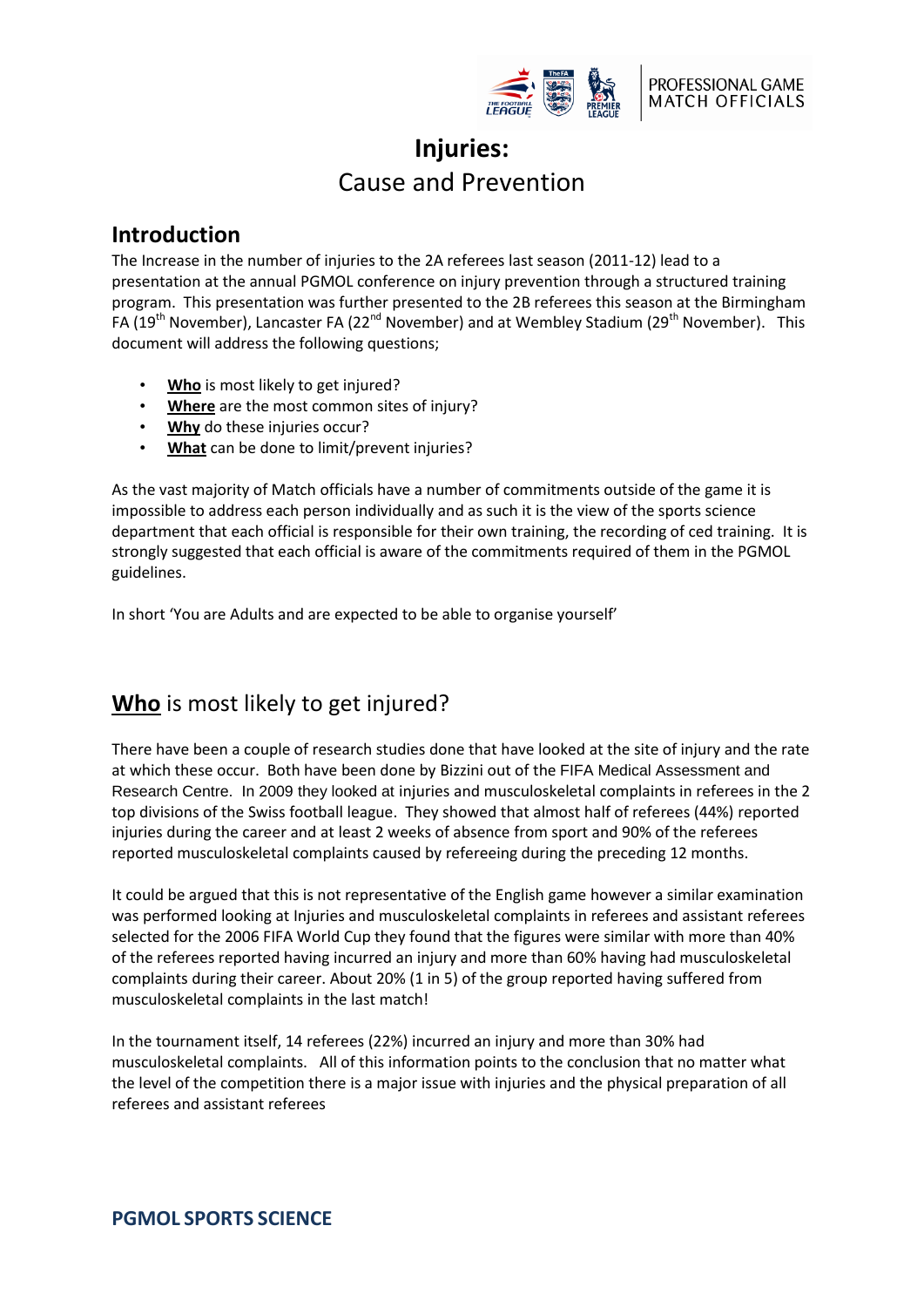# Injuries:
## Cause and Prevention

## Introduction

The Increase in the number of injuries to the 2A referees last season (2011-12) lead to a presentation at the annual PGMOL conference on injury prevention through a structured training program. This presentation was further presented to the 2B referees this season at the Birmingham FA (19th November), Lancaster FA (22nd November) and at Wembley Stadium (29th November). This document will address the following questions;

- **Who** is most likely to get injured?
- **Where** are the most common sites of injury?
- **Why** do these injuries occur?
- **What** can be done to limit/prevent injuries?

As the vast majority of Match officials have a number of commitments outside of the game it is impossible to address each person individually and as such it is the view of the sports science department that each official is responsible for their own training, the recording of ced training. It is strongly suggested that each official is aware of the commitments required of them in the PGMOL guidelines.

In short 'You are Adults and are expected to be able to organise yourself'

## **Who** is most likely to get injured?

There have been a couple of research studies done that have looked at the site of injury and the rate at which these occur. Both have been done by Bizzini out of the FIFA Medical Assessment and Research Centre. In 2009 they looked at injuries and musculoskeletal complaints in referees in the 2 top divisions of the Swiss football league. They showed that almost half of referees (44%) reported injuries during the career and at least 2 weeks of absence from sport and 90% of the referees reported musculoskeletal complaints caused by refereeing during the preceding 12 months.

It could be argued that this is not representative of the English game however a similar examination was performed looking at Injuries and musculoskeletal complaints in referees and assistant referees selected for the 2006 FIFA World Cup they found that the figures were similar with more than 40% of the referees reported having incurred an injury and more than 60% having had musculoskeletal complaints during their career. About 20% (1 in 5) of the group reported having suffered from musculoskeletal complaints in the last match!

In the tournament itself, 14 referees (22%) incurred an injury and more than 30% had musculoskeletal complaints. All of this information points to the conclusion that no matter what the level of the competition there is a major issue with injuries and the physical preparation of all referees and assistant referees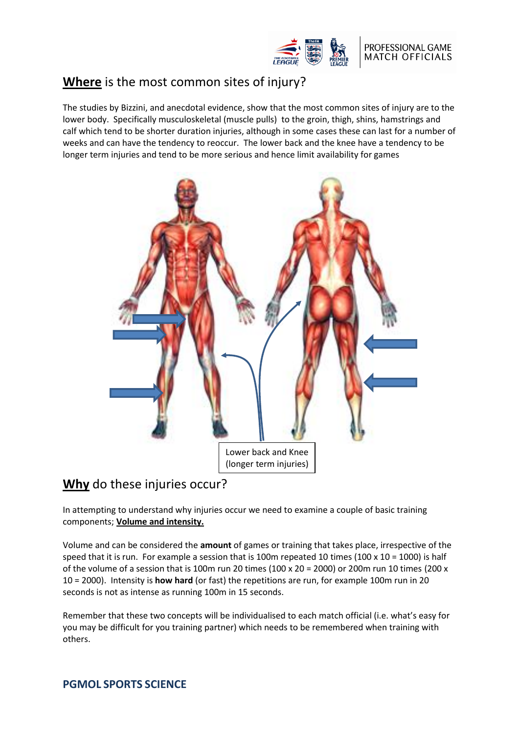## **Where** is the most common sites of injury?

The studies by Bizzini, and anecdotal evidence, show that the most common sites of injury are to the lower body. Specifically musculoskeletal (muscle pulls) to the groin, thigh, shins, hamstrings and calf which tend to be shorter duration injuries, although in some cases these can last for a number of weeks and can have the tendency to reoccur. The lower back and the knee have a tendency to be longer term injuries and tend to be more serious and hence limit availability for games

Lower back and Knee (longer term injuries)

## **Why** do these injuries occur?

In attempting to understand why injuries occur we need to examine a couple of basic training components; **Volume and intensity.**

Volume and can be considered the **amount** of games or training that takes place, irrespective of the speed that it is run. For example a session that is 100m repeated 10 times (100 x 10 = 1000) is half of the volume of a session that is 100m run 20 times (100 x 20 = 2000) or 200m run 10 times (200 x 10 = 2000). Intensity is **how hard** (or fast) the repetitions are run, for example 100m run in 20 seconds is not as intense as running 100m in 15 seconds.

Remember that these two concepts will be individualised to each match official (i.e. what's easy for you may be difficult for you training partner) which needs to be remembered when training with others.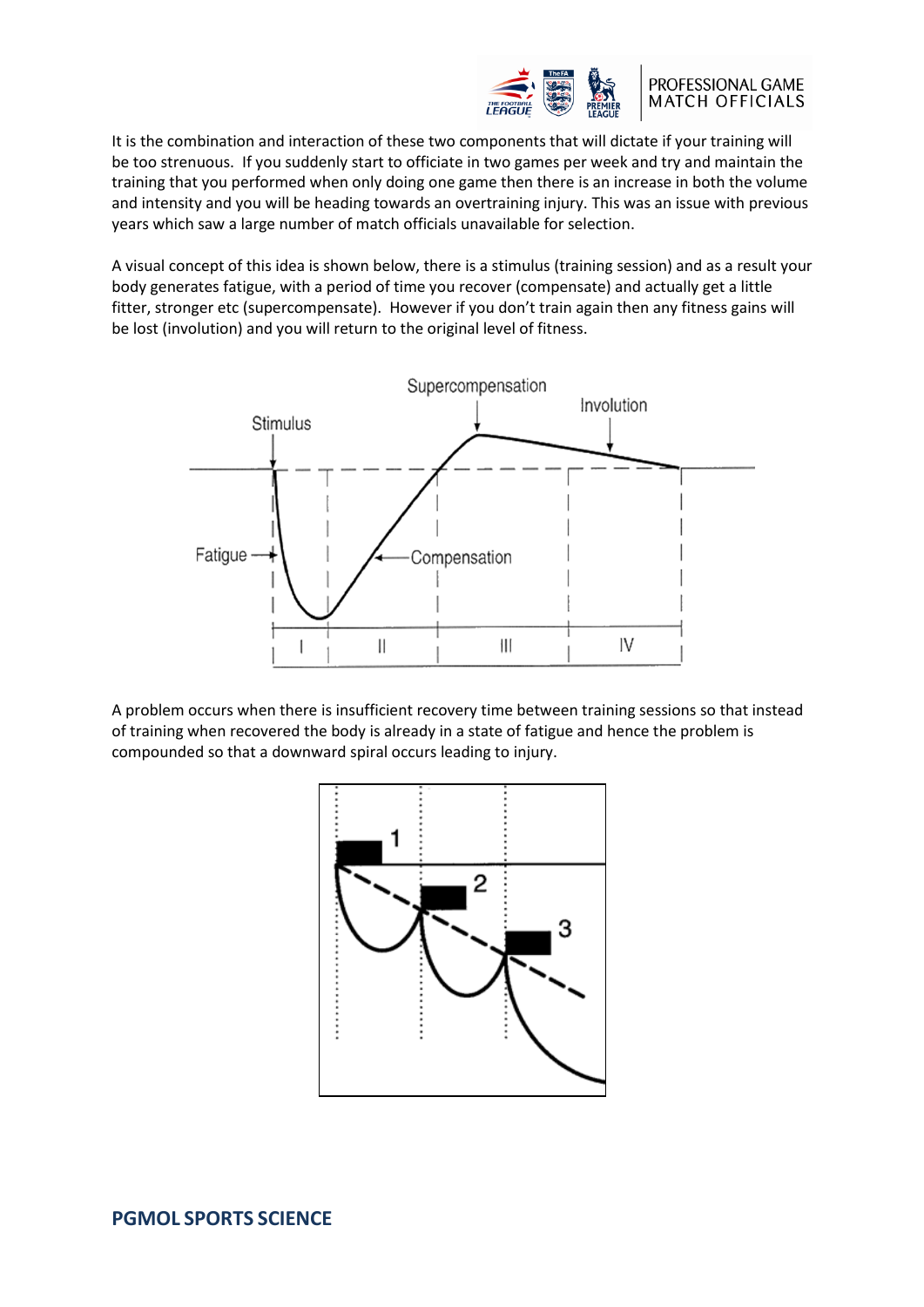It is the combination and interaction of these two components that will dictate if your training will be too strenuous. If you suddenly start to officiate in two games per week and try and maintain the training that you performed when only doing one game then there is an increase in both the volume and intensity and you will be heading towards an overtraining injury. This was an issue with previous years which saw a large number of match officials unavailable for selection.

A visual concept of this idea is shown below, there is a stimulus (training session) and as a result your body generates fatigue, with a period of time you recover (compensate) and actually get a little fitter, stronger etc (supercompensate). However if you don't train again then any fitness gains will be lost (involution) and you will return to the original level of fitness.

A problem occurs when there is insufficient recovery time between training sessions so that instead of training when recovered the body is already in a state of fatigue and hence the problem is compounded so that a downward spiral occurs leading to injury.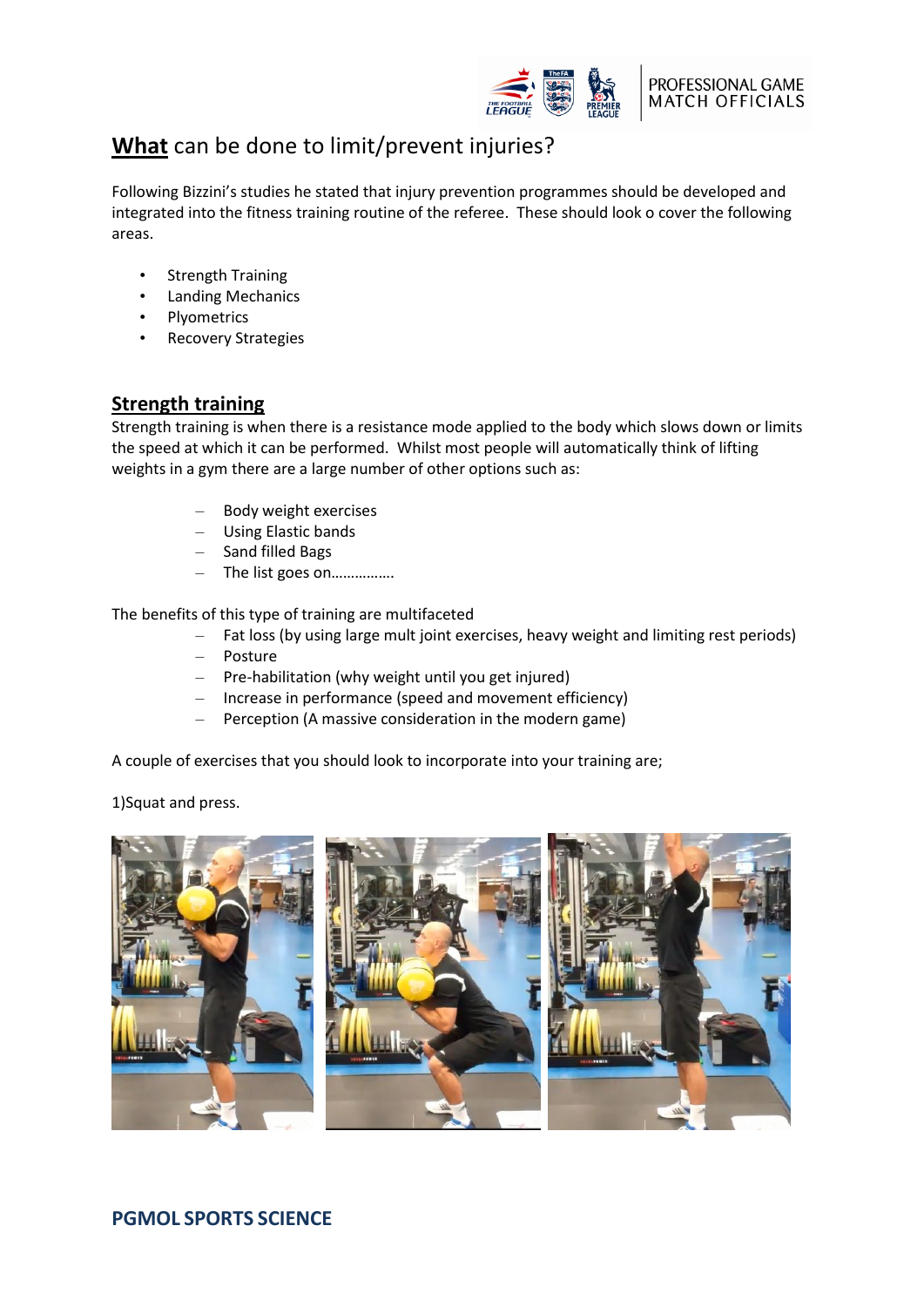## **What** can be done to limit/prevent injuries?

Following Bizzini's studies he stated that injury prevention programmes should be developed and integrated into the fitness training routine of the referee. These should look o cover the following areas.

- Strength Training
- Landing Mechanics
- Plyometrics
- Recovery Strategies

### Strength training

Strength training is when there is a resistance mode applied to the body which slows down or limits the speed at which it can be performed. Whilst most people will automatically think of lifting weights in a gym there are a large number of other options such as:

- Body weight exercises
- Using Elastic bands
- Sand filled Bags
- The list goes on…………….

The benefits of this type of training are multifaceted

- Fat loss (by using large mult joint exercises, heavy weight and limiting rest periods)
- Posture
- Pre-habilitation (why weight until you get injured)
- Increase in performance (speed and movement efficiency)
- Perception (A massive consideration in the modern game)

A couple of exercises that you should look to incorporate into your training are;

1)Squat and press.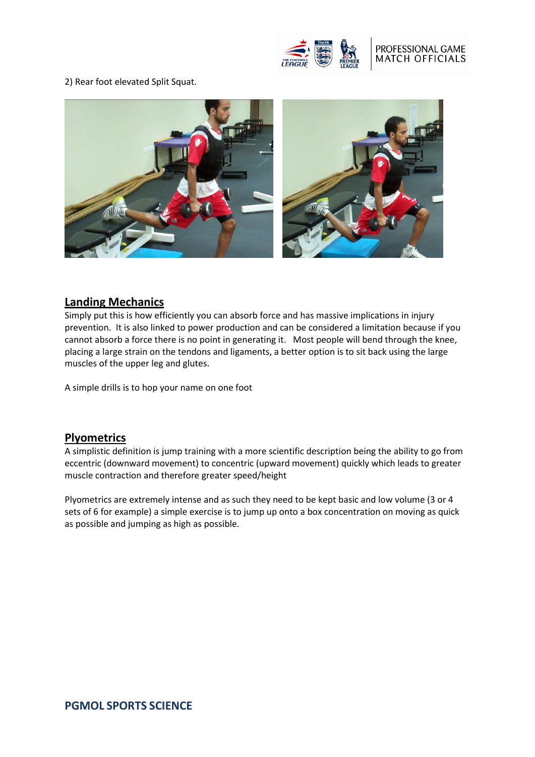2) Rear foot elevated Split Squat.

## Landing Mechanics

Simply put this is how efficiently you can absorb force and has massive implications in injury prevention. It is also linked to power production and can be considered a limitation because if you cannot absorb a force there is no point in generating it. Most people will bend through the knee, placing a large strain on the tendons and ligaments, a better option is to sit back using the large muscles of the upper leg and glutes.

A simple drills is to hop your name on one foot

## Plyometrics

A simplistic definition is jump training with a more scientific description being the ability to go from eccentric (downward movement) to concentric (upward movement) quickly which leads to greater muscle contraction and therefore greater speed/height

Plyometrics are extremely intense and as such they need to be kept basic and low volume (3 or 4 sets of 6 for example) a simple exercise is to jump up onto a box concentration on moving as quick as possible and jumping as high as possible.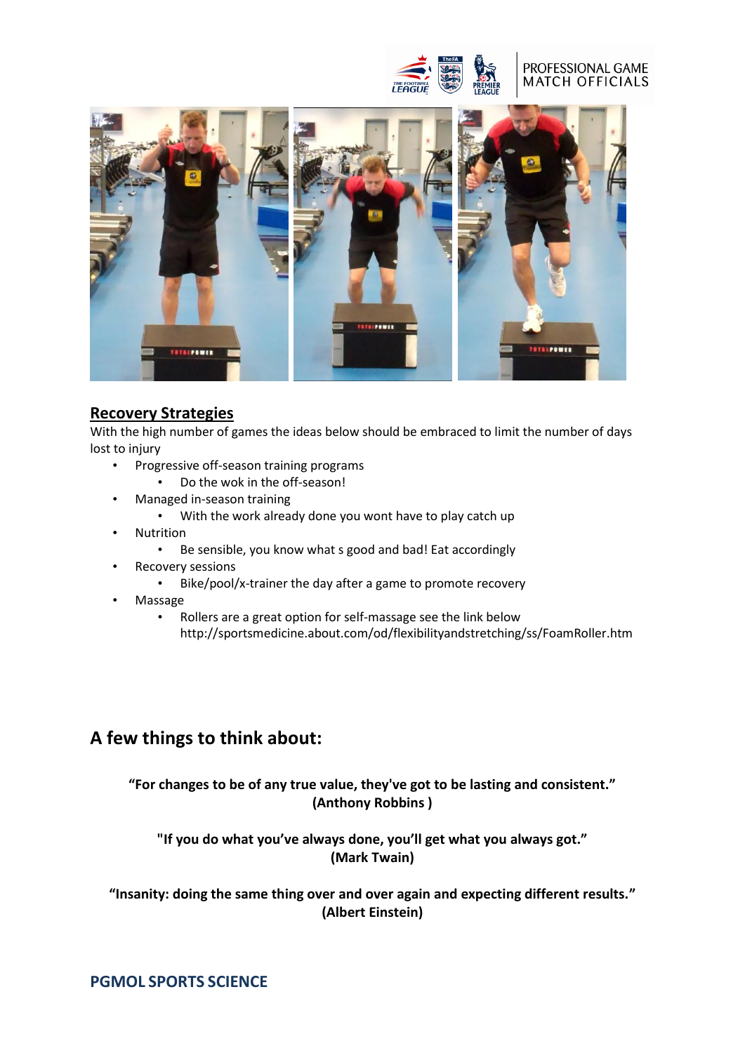## Recovery Strategies

With the high number of games the ideas below should be embraced to limit the number of days lost to injury

- Progressive off-season training programs
  - Do the wok in the off-season!
- Managed in-season training
  - With the work already done you wont have to play catch up
- Nutrition
  - Be sensible, you know what s good and bad! Eat accordingly
- Recovery sessions
  - Bike/pool/x-trainer the day after a game to promote recovery
- Massage
  - Rollers are a great option for self-massage see the link below http://sportsmedicine.about.com/od/flexibilityandstretching/ss/FoamRoller.htm

## A few things to think about:

**“For changes to be of any true value, they've got to be lasting and consistent.”**
**(Anthony Robbins )**

**"If you do what you’ve always done, you’ll get what you always got.”**
**(Mark Twain)**

**“Insanity: doing the same thing over and over again and expecting different results.”**
**(Albert Einstein)**

**PGMOL SPORTS SCIENCE**